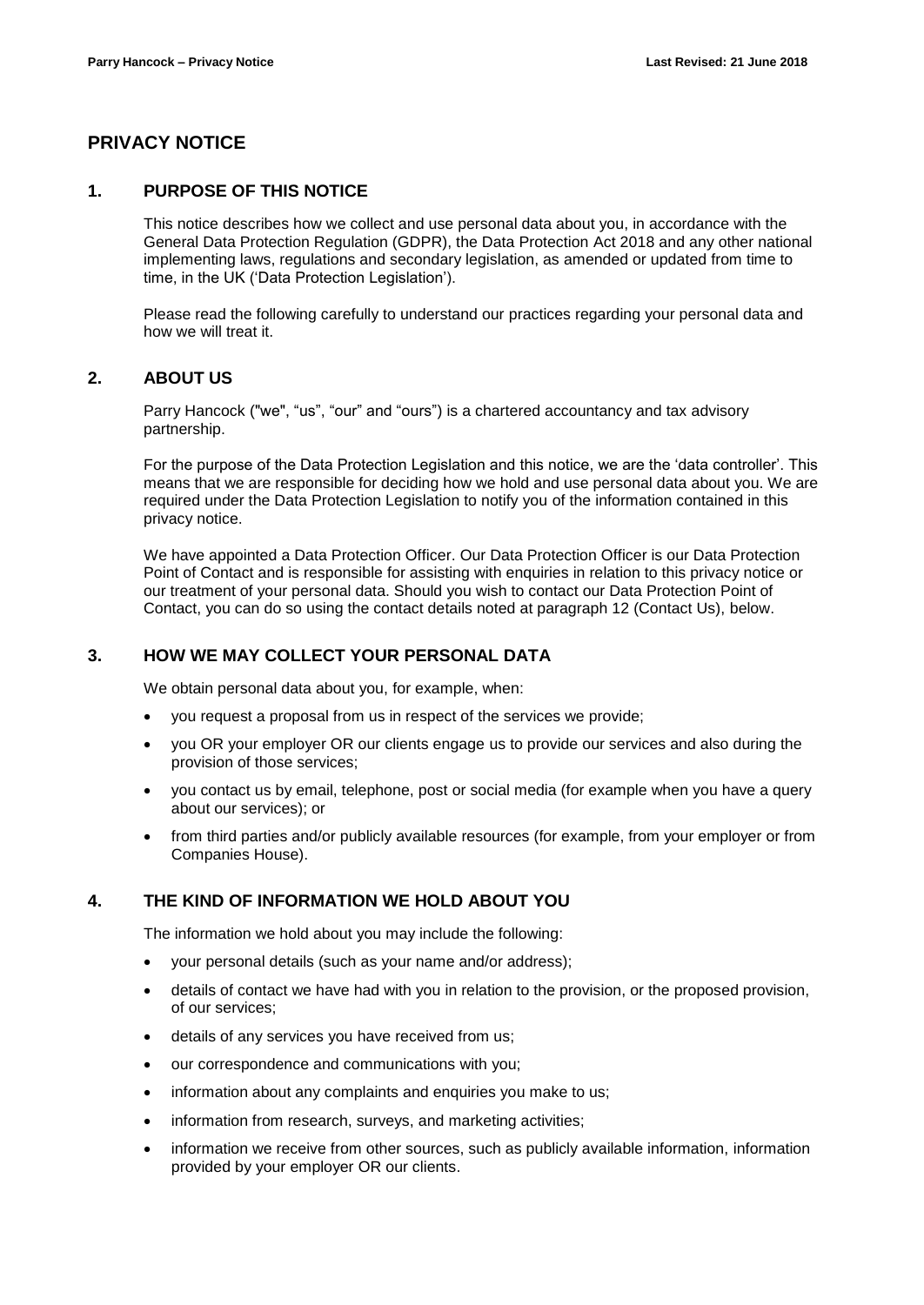# PRIVACY NOTICE

## 1. PURPOSE OF THIS NOTICE

This notice describes how we collect and use personal data about you, in accordance with the General Data Protection Regulation (GDPR), the Data Protection Act 2018 and any other national implementing laws, regulations and secondary legislation, as amended or updated from time to time, in the UK ('Data Protection Legislation').

Please read the following carefully to understand our practices regarding your personal data and how we will treat it.

## 2. ABOUT US

Parry Hancock ("we", "us", "our" and "ours") is a chartered accountancy and tax advisory partnership.

For the purpose of the Data Protection Legislation and this notice, we are the 'data controller'. This means that we are responsible for deciding how we hold and use personal data about you. We are required under the Data Protection Legislation to notify you of the information contained in this privacy notice.

We have appointed a Data Protection Officer. Our Data Protection Officer is our Data Protection Point of Contact and is responsible for assisting with enquiries in relation to this privacy notice or our treatment of your personal data. Should you wish to contact our Data Protection Point of Contact, you can do so using the contact details noted at paragraph 12 (Contact Us), below.

## 3. HOW WE MAY COLLECT YOUR PERSONAL DATA

We obtain personal data about you, for example, when:

- you request a proposal from us in respect of the services we provide;
- you OR your employer OR our clients engage us to provide our services and also during the provision of those services;
- you contact us by email, telephone, post or social media (for example when you have a query about our services); or
- from third parties and/or publicly available resources (for example, from your employer or from Companies House).

## 4. THE KIND OF INFORMATION WE HOLD ABOUT YOU

The information we hold about you may include the following:

- your personal details (such as your name and/or address);
- details of contact we have had with you in relation to the provision, or the proposed provision, of our services;
- details of any services you have received from us;
- our correspondence and communications with you;
- information about any complaints and enquiries you make to us;
- information from research, surveys, and marketing activities;
- information we receive from other sources, such as publicly available information, information provided by your employer OR our clients.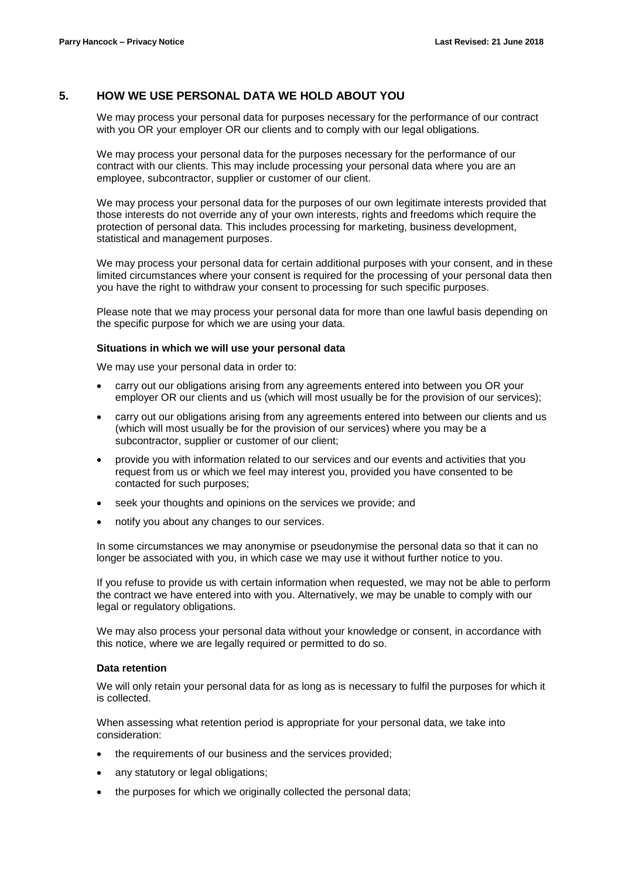## 5. HOW WE USE PERSONAL DATA WE HOLD ABOUT YOU

We may process your personal data for purposes necessary for the performance of our contract with you OR your employer OR our clients and to comply with our legal obligations.

We may process your personal data for the purposes necessary for the performance of our contract with our clients. This may include processing your personal data where you are an employee, subcontractor, supplier or customer of our client.

We may process your personal data for the purposes of our own legitimate interests provided that those interests do not override any of your own interests, rights and freedoms which require the protection of personal data. This includes processing for marketing, business development, statistical and management purposes.

We may process your personal data for certain additional purposes with your consent, and in these limited circumstances where your consent is required for the processing of your personal data then you have the right to withdraw your consent to processing for such specific purposes.

Please note that we may process your personal data for more than one lawful basis depending on the specific purpose for which we are using your data.

### Situations in which we will use your personal data

We may use your personal data in order to:

- carry out our obligations arising from any agreements entered into between you OR your employer OR our clients and us (which will most usually be for the provision of our services);
- carry out our obligations arising from any agreements entered into between our clients and us (which will most usually be for the provision of our services) where you may be a subcontractor, supplier or customer of our client;
- provide you with information related to our services and our events and activities that you request from us or which we feel may interest you, provided you have consented to be contacted for such purposes;
- seek your thoughts and opinions on the services we provide; and
- notify you about any changes to our services.

In some circumstances we may anonymise or pseudonymise the personal data so that it can no longer be associated with you, in which case we may use it without further notice to you.

If you refuse to provide us with certain information when requested, we may not be able to perform the contract we have entered into with you. Alternatively, we may be unable to comply with our legal or regulatory obligations.

We may also process your personal data without your knowledge or consent, in accordance with this notice, where we are legally required or permitted to do so.

### Data retention

We will only retain your personal data for as long as is necessary to fulfil the purposes for which it is collected.

When assessing what retention period is appropriate for your personal data, we take into consideration:

- the requirements of our business and the services provided;
- any statutory or legal obligations;
- the purposes for which we originally collected the personal data;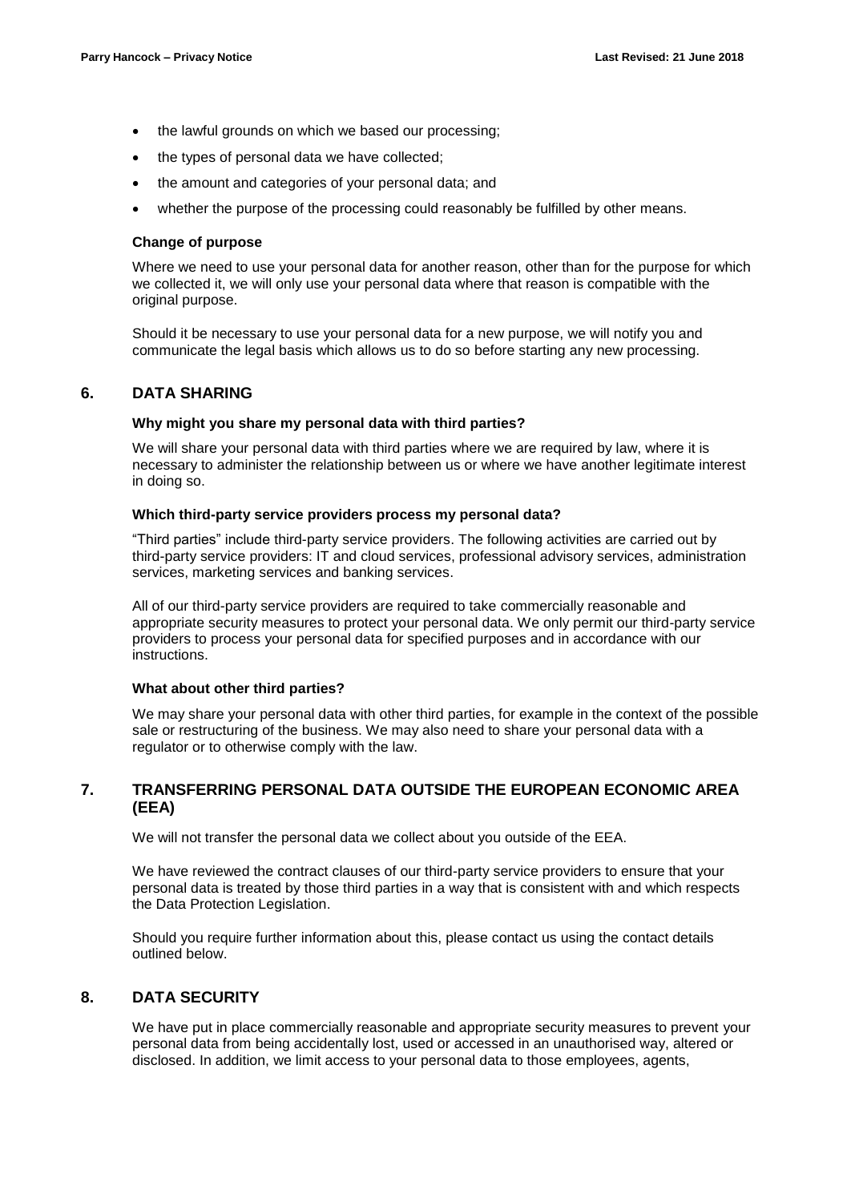- the lawful grounds on which we based our processing;
- the types of personal data we have collected;
- the amount and categories of your personal data; and
- whether the purpose of the processing could reasonably be fulfilled by other means.

**Change of purpose**

Where we need to use your personal data for another reason, other than for the purpose for which we collected it, we will only use your personal data where that reason is compatible with the original purpose.

Should it be necessary to use your personal data for a new purpose, we will notify you and communicate the legal basis which allows us to do so before starting any new processing.

## 6. DATA SHARING

**Why might you share my personal data with third parties?**

We will share your personal data with third parties where we are required by law, where it is necessary to administer the relationship between us or where we have another legitimate interest in doing so.

**Which third-party service providers process my personal data?**

"Third parties" include third-party service providers. The following activities are carried out by third-party service providers: IT and cloud services, professional advisory services, administration services, marketing services and banking services.

All of our third-party service providers are required to take commercially reasonable and appropriate security measures to protect your personal data. We only permit our third-party service providers to process your personal data for specified purposes and in accordance with our instructions.

**What about other third parties?**

We may share your personal data with other third parties, for example in the context of the possible sale or restructuring of the business. We may also need to share your personal data with a regulator or to otherwise comply with the law.

## 7. TRANSFERRING PERSONAL DATA OUTSIDE THE EUROPEAN ECONOMIC AREA (EEA)

We will not transfer the personal data we collect about you outside of the EEA.

We have reviewed the contract clauses of our third-party service providers to ensure that your personal data is treated by those third parties in a way that is consistent with and which respects the Data Protection Legislation.

Should you require further information about this, please contact us using the contact details outlined below.

## 8. DATA SECURITY

We have put in place commercially reasonable and appropriate security measures to prevent your personal data from being accidentally lost, used or accessed in an unauthorised way, altered or disclosed. In addition, we limit access to your personal data to those employees, agents,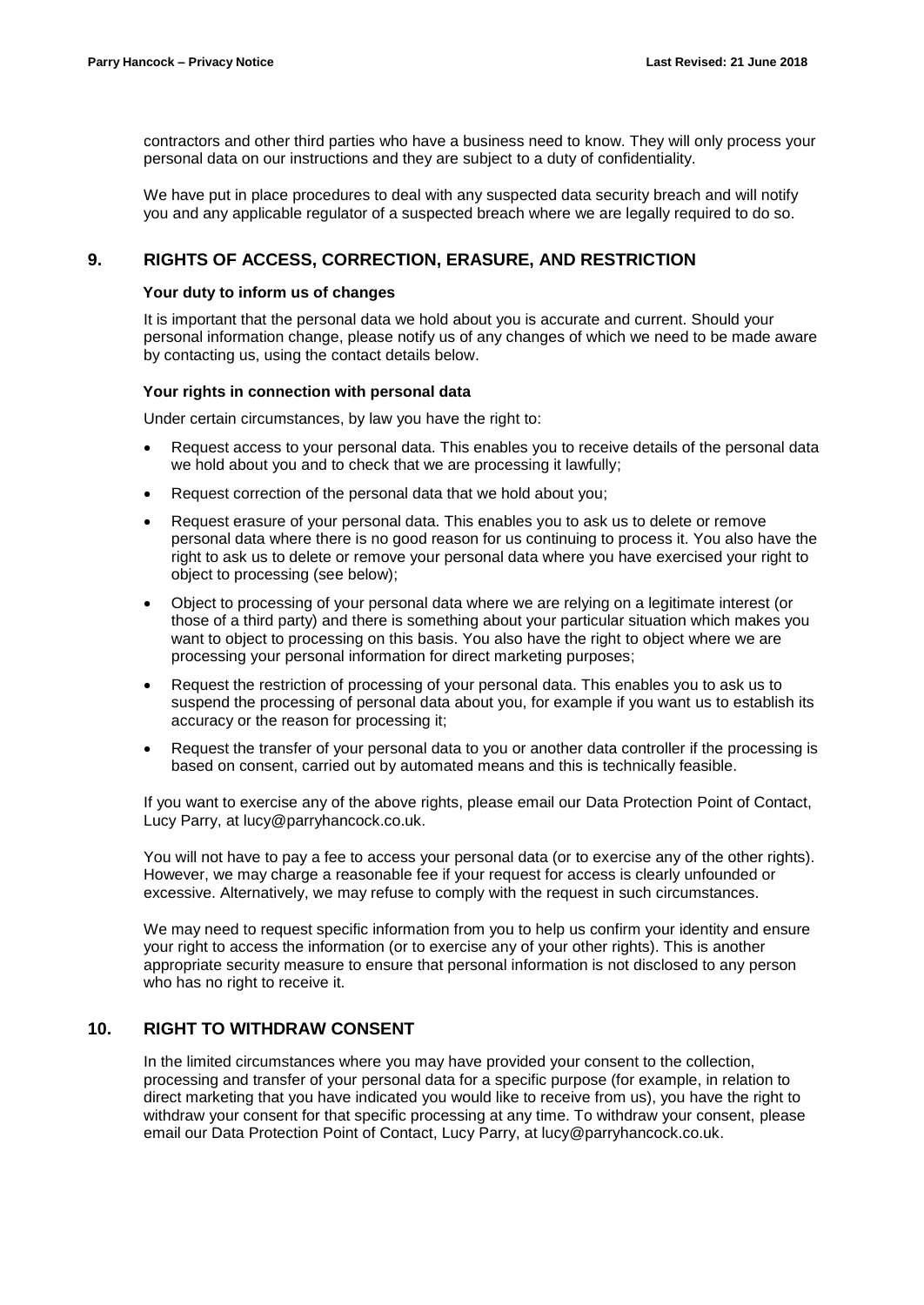contractors and other third parties who have a business need to know. They will only process your personal data on our instructions and they are subject to a duty of confidentiality.

We have put in place procedures to deal with any suspected data security breach and will notify you and any applicable regulator of a suspected breach where we are legally required to do so.

## 9. RIGHTS OF ACCESS, CORRECTION, ERASURE, AND RESTRICTION

**Your duty to inform us of changes**

It is important that the personal data we hold about you is accurate and current. Should your personal information change, please notify us of any changes of which we need to be made aware by contacting us, using the contact details below.

**Your rights in connection with personal data**

Under certain circumstances, by law you have the right to:

- Request access to your personal data. This enables you to receive details of the personal data we hold about you and to check that we are processing it lawfully;
- Request correction of the personal data that we hold about you;
- Request erasure of your personal data. This enables you to ask us to delete or remove personal data where there is no good reason for us continuing to process it. You also have the right to ask us to delete or remove your personal data where you have exercised your right to object to processing (see below);
- Object to processing of your personal data where we are relying on a legitimate interest (or those of a third party) and there is something about your particular situation which makes you want to object to processing on this basis. You also have the right to object where we are processing your personal information for direct marketing purposes;
- Request the restriction of processing of your personal data. This enables you to ask us to suspend the processing of personal data about you, for example if you want us to establish its accuracy or the reason for processing it;
- Request the transfer of your personal data to you or another data controller if the processing is based on consent, carried out by automated means and this is technically feasible.

If you want to exercise any of the above rights, please email our Data Protection Point of Contact, Lucy Parry, at lucy@parryhancock.co.uk.

You will not have to pay a fee to access your personal data (or to exercise any of the other rights). However, we may charge a reasonable fee if your request for access is clearly unfounded or excessive. Alternatively, we may refuse to comply with the request in such circumstances.

We may need to request specific information from you to help us confirm your identity and ensure your right to access the information (or to exercise any of your other rights). This is another appropriate security measure to ensure that personal information is not disclosed to any person who has no right to receive it.

## 10. RIGHT TO WITHDRAW CONSENT

In the limited circumstances where you may have provided your consent to the collection, processing and transfer of your personal data for a specific purpose (for example, in relation to direct marketing that you have indicated you would like to receive from us), you have the right to withdraw your consent for that specific processing at any time. To withdraw your consent, please email our Data Protection Point of Contact, Lucy Parry, at lucy@parryhancock.co.uk.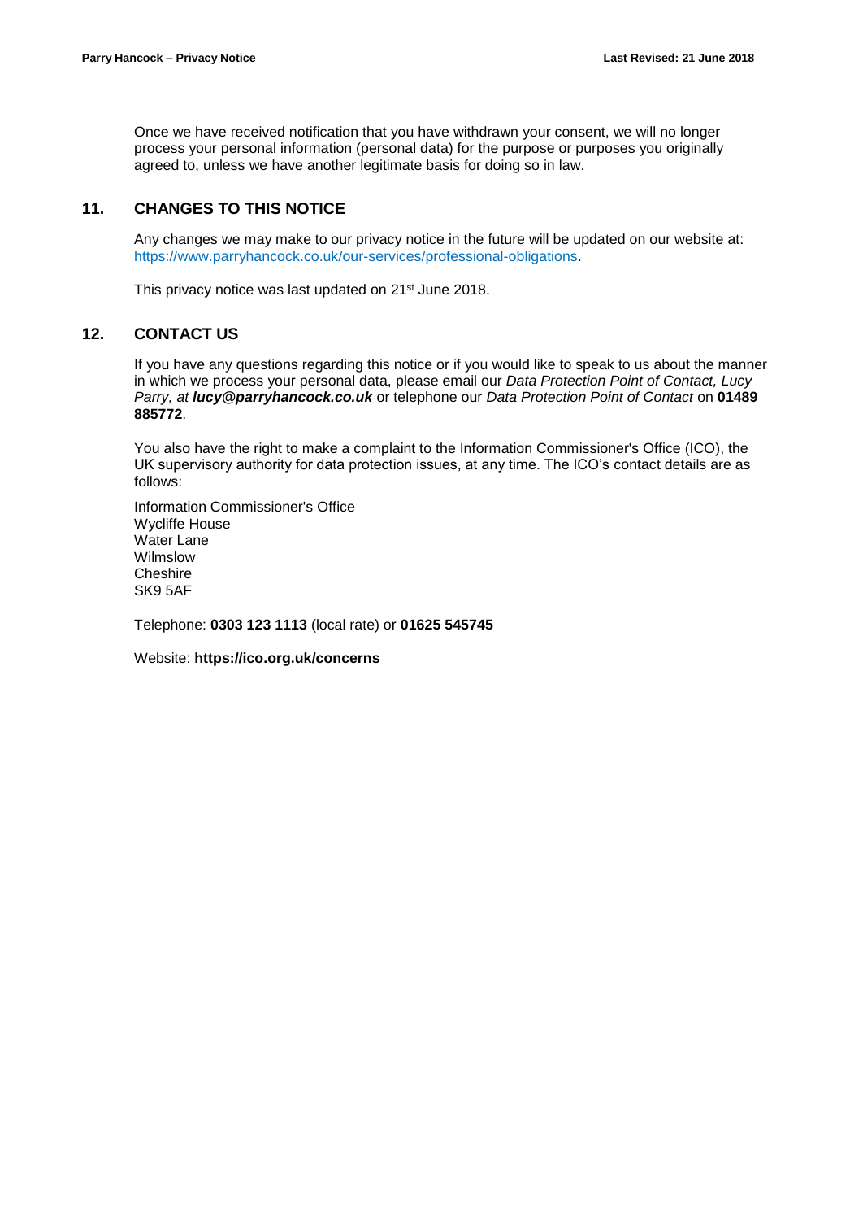Once we have received notification that you have withdrawn your consent, we will no longer process your personal information (personal data) for the purpose or purposes you originally agreed to, unless we have another legitimate basis for doing so in law.

## 11. CHANGES TO THIS NOTICE

Any changes we may make to our privacy notice in the future will be updated on our website at: https://www.parryhancock.co.uk/our-services/professional-obligations.

This privacy notice was last updated on 21st June 2018.

## 12. CONTACT US

If you have any questions regarding this notice or if you would like to speak to us about the manner in which we process your personal data, please email our *Data Protection Point of Contact, Lucy Parry, at **lucy@parryhancock.co.uk*** or telephone our *Data Protection Point of Contact* on **01489 885772**.

You also have the right to make a complaint to the Information Commissioner's Office (ICO), the UK supervisory authority for data protection issues, at any time. The ICO's contact details are as follows:

Information Commissioner's Office
Wycliffe House
Water Lane
Wilmslow
Cheshire
SK9 5AF

Telephone: **0303 123 1113** (local rate) or **01625 545745**

Website: **https://ico.org.uk/concerns**